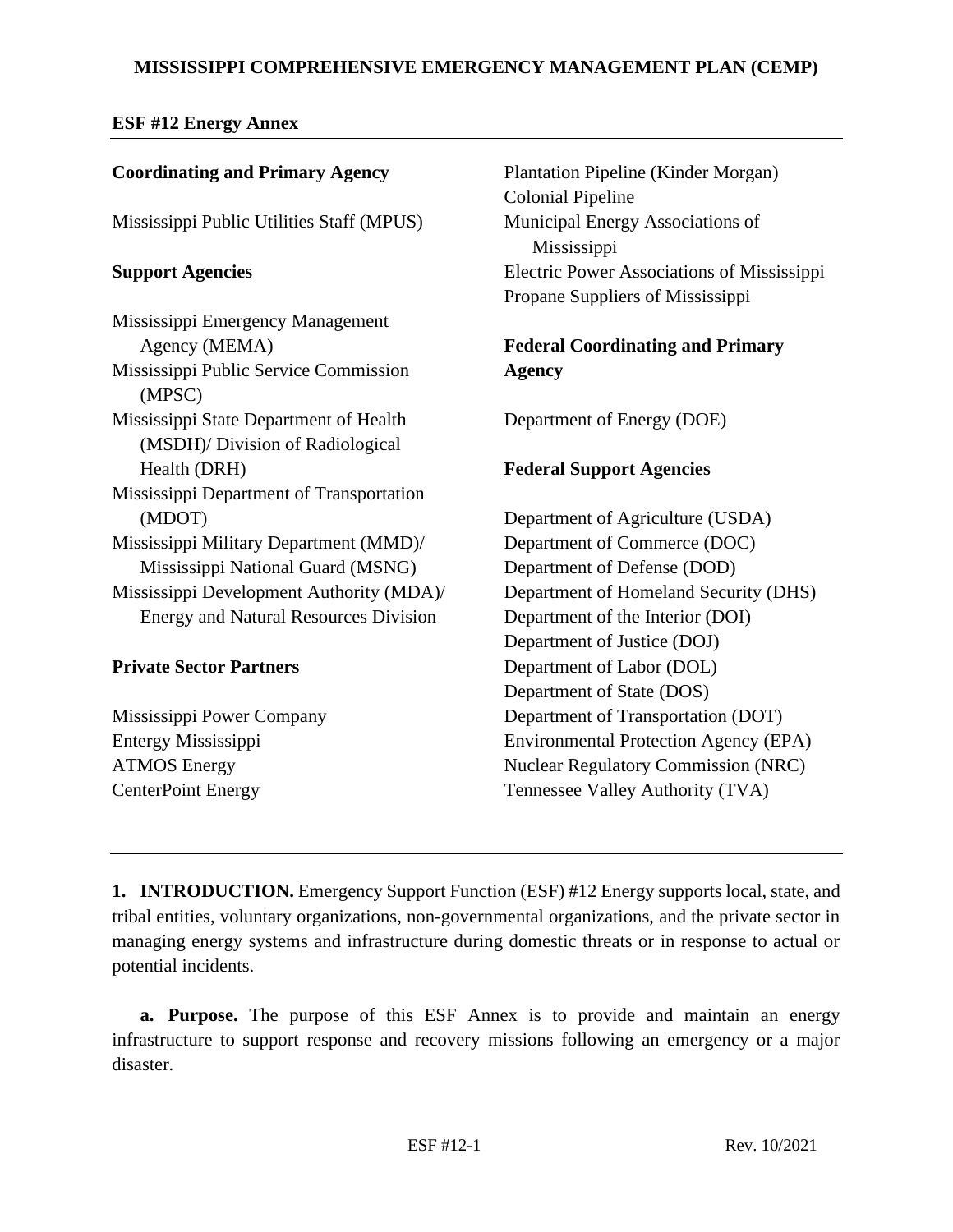# MISSISSIPPI COMPREHENSIVE EMERGENCY MANAGEMENT PLAN (CEMP)

## ESF #12 Energy Annex

**Coordinating and Primary Agency**

Mississippi Public Utilities Staff (MPUS)

**Support Agencies**

Mississippi Emergency Management Agency (MEMA)
Mississippi Public Service Commission (MPSC)
Mississippi State Department of Health (MSDH)/ Division of Radiological Health (DRH)
Mississippi Department of Transportation (MDOT)
Mississippi Military Department (MMD)/ Mississippi National Guard (MSNG)
Mississippi Development Authority (MDA)/ Energy and Natural Resources Division

**Private Sector Partners**

Mississippi Power Company
Entergy Mississippi
ATMOS Energy
CenterPoint Energy
Plantation Pipeline (Kinder Morgan)
Colonial Pipeline
Municipal Energy Associations of Mississippi
Electric Power Associations of Mississippi
Propane Suppliers of Mississippi

**Federal Coordinating and Primary Agency**

Department of Energy (DOE)

**Federal Support Agencies**

Department of Agriculture (USDA)
Department of Commerce (DOC)
Department of Defense (DOD)
Department of Homeland Security (DHS)
Department of the Interior (DOI)
Department of Justice (DOJ)
Department of Labor (DOL)
Department of State (DOS)
Department of Transportation (DOT)
Environmental Protection Agency (EPA)
Nuclear Regulatory Commission (NRC)
Tennessee Valley Authority (TVA)

---

**1. INTRODUCTION.** Emergency Support Function (ESF) #12 Energy supports local, state, and tribal entities, voluntary organizations, non-governmental organizations, and the private sector in managing energy systems and infrastructure during domestic threats or in response to actual or potential incidents.

**a. Purpose.** The purpose of this ESF Annex is to provide and maintain an energy infrastructure to support response and recovery missions following an emergency or a major disaster.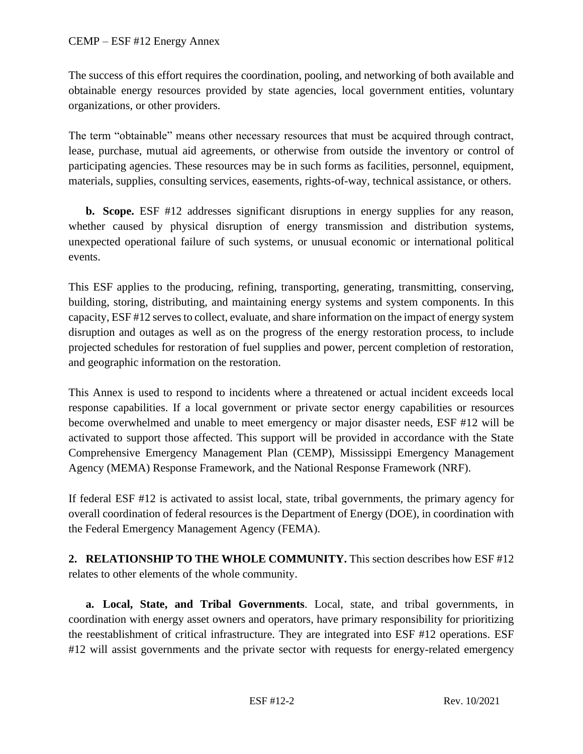The success of this effort requires the coordination, pooling, and networking of both available and obtainable energy resources provided by state agencies, local government entities, voluntary organizations, or other providers.

The term "obtainable" means other necessary resources that must be acquired through contract, lease, purchase, mutual aid agreements, or otherwise from outside the inventory or control of participating agencies. These resources may be in such forms as facilities, personnel, equipment, materials, supplies, consulting services, easements, rights-of-way, technical assistance, or others.

**b. Scope.** ESF #12 addresses significant disruptions in energy supplies for any reason, whether caused by physical disruption of energy transmission and distribution systems, unexpected operational failure of such systems, or unusual economic or international political events.

This ESF applies to the producing, refining, transporting, generating, transmitting, conserving, building, storing, distributing, and maintaining energy systems and system components. In this capacity, ESF #12 serves to collect, evaluate, and share information on the impact of energy system disruption and outages as well as on the progress of the energy restoration process, to include projected schedules for restoration of fuel supplies and power, percent completion of restoration, and geographic information on the restoration.

This Annex is used to respond to incidents where a threatened or actual incident exceeds local response capabilities. If a local government or private sector energy capabilities or resources become overwhelmed and unable to meet emergency or major disaster needs, ESF #12 will be activated to support those affected. This support will be provided in accordance with the State Comprehensive Emergency Management Plan (CEMP), Mississippi Emergency Management Agency (MEMA) Response Framework, and the National Response Framework (NRF).

If federal ESF #12 is activated to assist local, state, tribal governments, the primary agency for overall coordination of federal resources is the Department of Energy (DOE), in coordination with the Federal Emergency Management Agency (FEMA).

**2. RELATIONSHIP TO THE WHOLE COMMUNITY.** This section describes how ESF #12 relates to other elements of the whole community.

**a. Local, State, and Tribal Governments**. Local, state, and tribal governments, in coordination with energy asset owners and operators, have primary responsibility for prioritizing the reestablishment of critical infrastructure. They are integrated into ESF #12 operations. ESF #12 will assist governments and the private sector with requests for energy-related emergency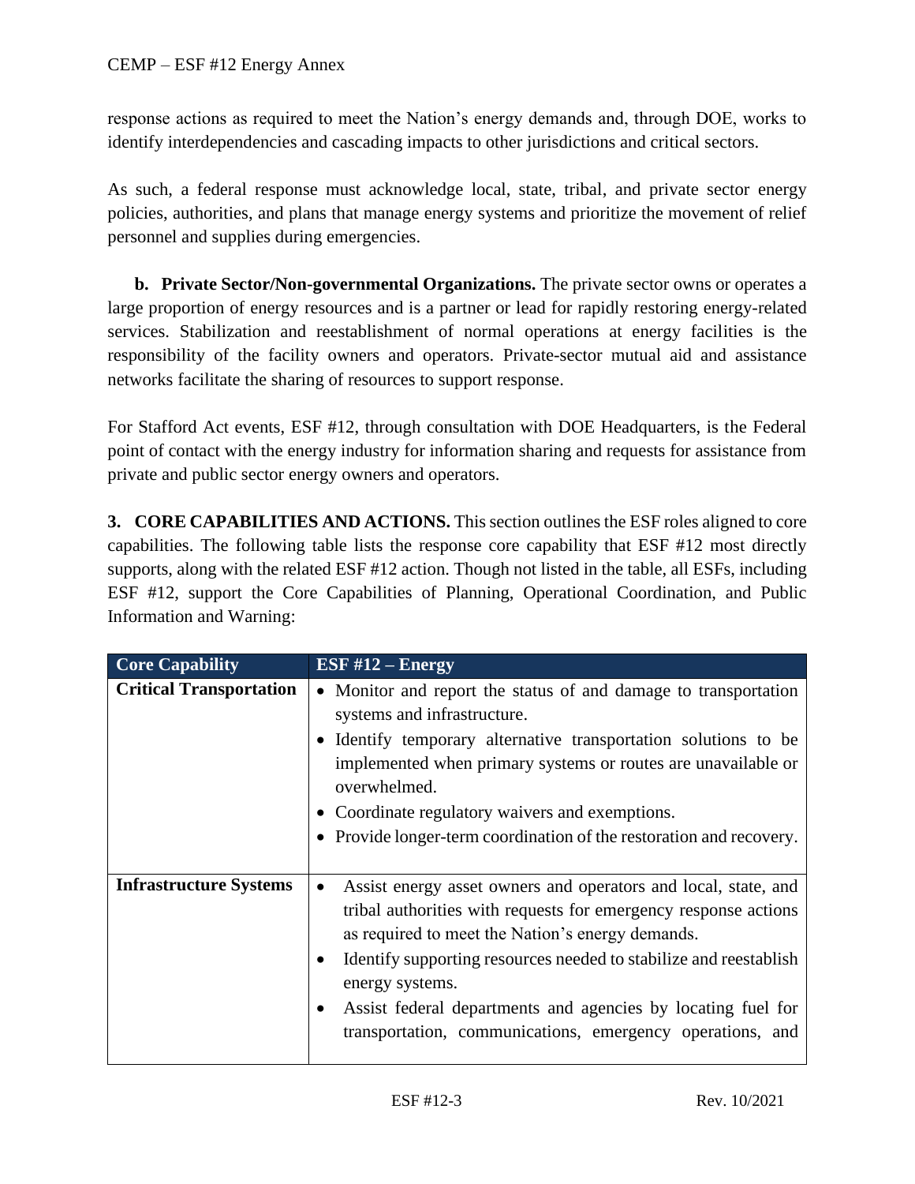response actions as required to meet the Nation's energy demands and, through DOE, works to identify interdependencies and cascading impacts to other jurisdictions and critical sectors.

As such, a federal response must acknowledge local, state, tribal, and private sector energy policies, authorities, and plans that manage energy systems and prioritize the movement of relief personnel and supplies during emergencies.

**b. Private Sector/Non-governmental Organizations.** The private sector owns or operates a large proportion of energy resources and is a partner or lead for rapidly restoring energy-related services. Stabilization and reestablishment of normal operations at energy facilities is the responsibility of the facility owners and operators. Private-sector mutual aid and assistance networks facilitate the sharing of resources to support response.

For Stafford Act events, ESF #12, through consultation with DOE Headquarters, is the Federal point of contact with the energy industry for information sharing and requests for assistance from private and public sector energy owners and operators.

**3. CORE CAPABILITIES AND ACTIONS.** This section outlines the ESF roles aligned to core capabilities. The following table lists the response core capability that ESF #12 most directly supports, along with the related ESF #12 action. Though not listed in the table, all ESFs, including ESF #12, support the Core Capabilities of Planning, Operational Coordination, and Public Information and Warning:

| Core Capability | ESF #12 – Energy |
|---|---|
| **Critical Transportation** | • Monitor and report the status of and damage to transportation systems and infrastructure.<br>• Identify temporary alternative transportation solutions to be implemented when primary systems or routes are unavailable or overwhelmed.<br>• Coordinate regulatory waivers and exemptions.<br>• Provide longer-term coordination of the restoration and recovery. |
| **Infrastructure Systems** | • Assist energy asset owners and operators and local, state, and tribal authorities with requests for emergency response actions as required to meet the Nation's energy demands.<br>• Identify supporting resources needed to stabilize and reestablish energy systems.<br>• Assist federal departments and agencies by locating fuel for transportation, communications, emergency operations, and |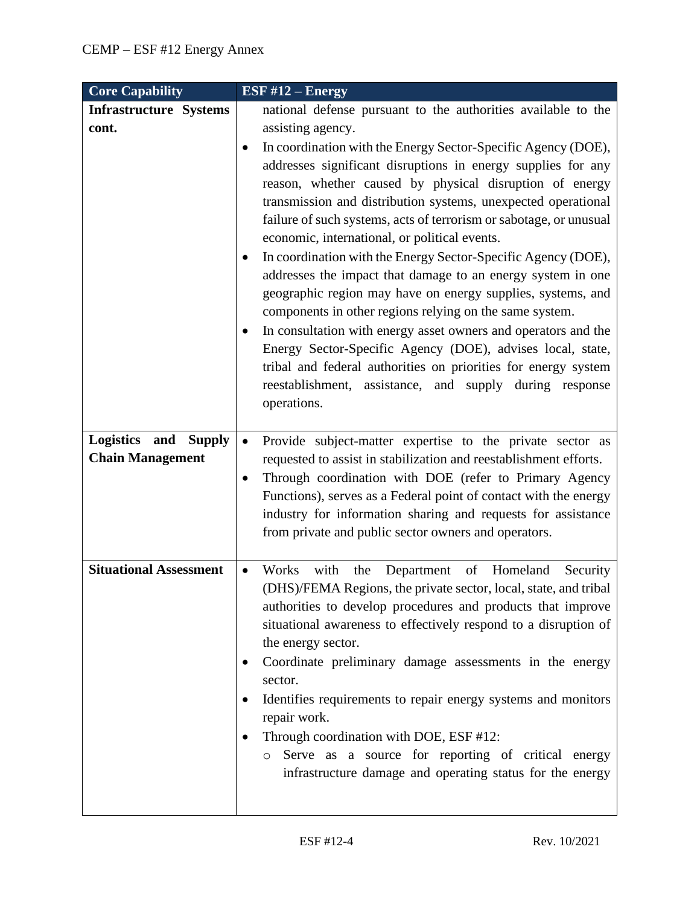| Core Capability | ESF #12 – Energy |
| --- | --- |
| **Infrastructure Systems cont.** | national defense pursuant to the authorities available to the assisting agency.<br>• In coordination with the Energy Sector-Specific Agency (DOE), addresses significant disruptions in energy supplies for any reason, whether caused by physical disruption of energy transmission and distribution systems, unexpected operational failure of such systems, acts of terrorism or sabotage, or unusual economic, international, or political events.<br>• In coordination with the Energy Sector-Specific Agency (DOE), addresses the impact that damage to an energy system in one geographic region may have on energy supplies, systems, and components in other regions relying on the same system.<br>• In consultation with energy asset owners and operators and the Energy Sector-Specific Agency (DOE), advises local, state, tribal and federal authorities on priorities for energy system reestablishment, assistance, and supply during response operations. |
| **Logistics and Supply Chain Management** | • Provide subject-matter expertise to the private sector as requested to assist in stabilization and reestablishment efforts.<br>• Through coordination with DOE (refer to Primary Agency Functions), serves as a Federal point of contact with the energy industry for information sharing and requests for assistance from private and public sector owners and operators. |
| **Situational Assessment** | • Works with the Department of Homeland Security (DHS)/FEMA Regions, the private sector, local, state, and tribal authorities to develop procedures and products that improve situational awareness to effectively respond to a disruption of the energy sector.<br>• Coordinate preliminary damage assessments in the energy sector.<br>• Identifies requirements to repair energy systems and monitors repair work.<br>• Through coordination with DOE, ESF #12:<br>&nbsp;&nbsp;&nbsp;&nbsp;○ Serve as a source for reporting of critical energy infrastructure damage and operating status for the energy |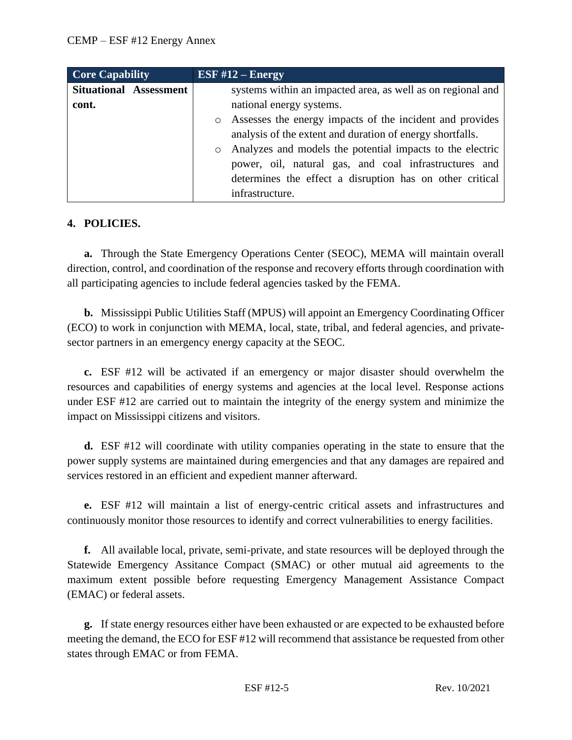| Core Capability | ESF #12 – Energy |
| --- | --- |
| **Situational Assessment cont.** | systems within an impacted area, as well as on regional and national energy systems.<br>◦ Assesses the energy impacts of the incident and provides analysis of the extent and duration of energy shortfalls.<br>◦ Analyzes and models the potential impacts to the electric power, oil, natural gas, and coal infrastructures and determines the effect a disruption has on other critical infrastructure. |

## 4. POLICIES.

**a.** Through the State Emergency Operations Center (SEOC), MEMA will maintain overall direction, control, and coordination of the response and recovery efforts through coordination with all participating agencies to include federal agencies tasked by the FEMA.

**b.** Mississippi Public Utilities Staff (MPUS) will appoint an Emergency Coordinating Officer (ECO) to work in conjunction with MEMA, local, state, tribal, and federal agencies, and private-sector partners in an emergency energy capacity at the SEOC.

**c.** ESF #12 will be activated if an emergency or major disaster should overwhelm the resources and capabilities of energy systems and agencies at the local level. Response actions under ESF #12 are carried out to maintain the integrity of the energy system and minimize the impact on Mississippi citizens and visitors.

**d.** ESF #12 will coordinate with utility companies operating in the state to ensure that the power supply systems are maintained during emergencies and that any damages are repaired and services restored in an efficient and expedient manner afterward.

**e.** ESF #12 will maintain a list of energy-centric critical assets and infrastructures and continuously monitor those resources to identify and correct vulnerabilities to energy facilities.

**f.** All available local, private, semi-private, and state resources will be deployed through the Statewide Emergency Assitance Compact (SMAC) or other mutual aid agreements to the maximum extent possible before requesting Emergency Management Assistance Compact (EMAC) or federal assets.

**g.** If state energy resources either have been exhausted or are expected to be exhausted before meeting the demand, the ECO for ESF #12 will recommend that assistance be requested from other states through EMAC or from FEMA.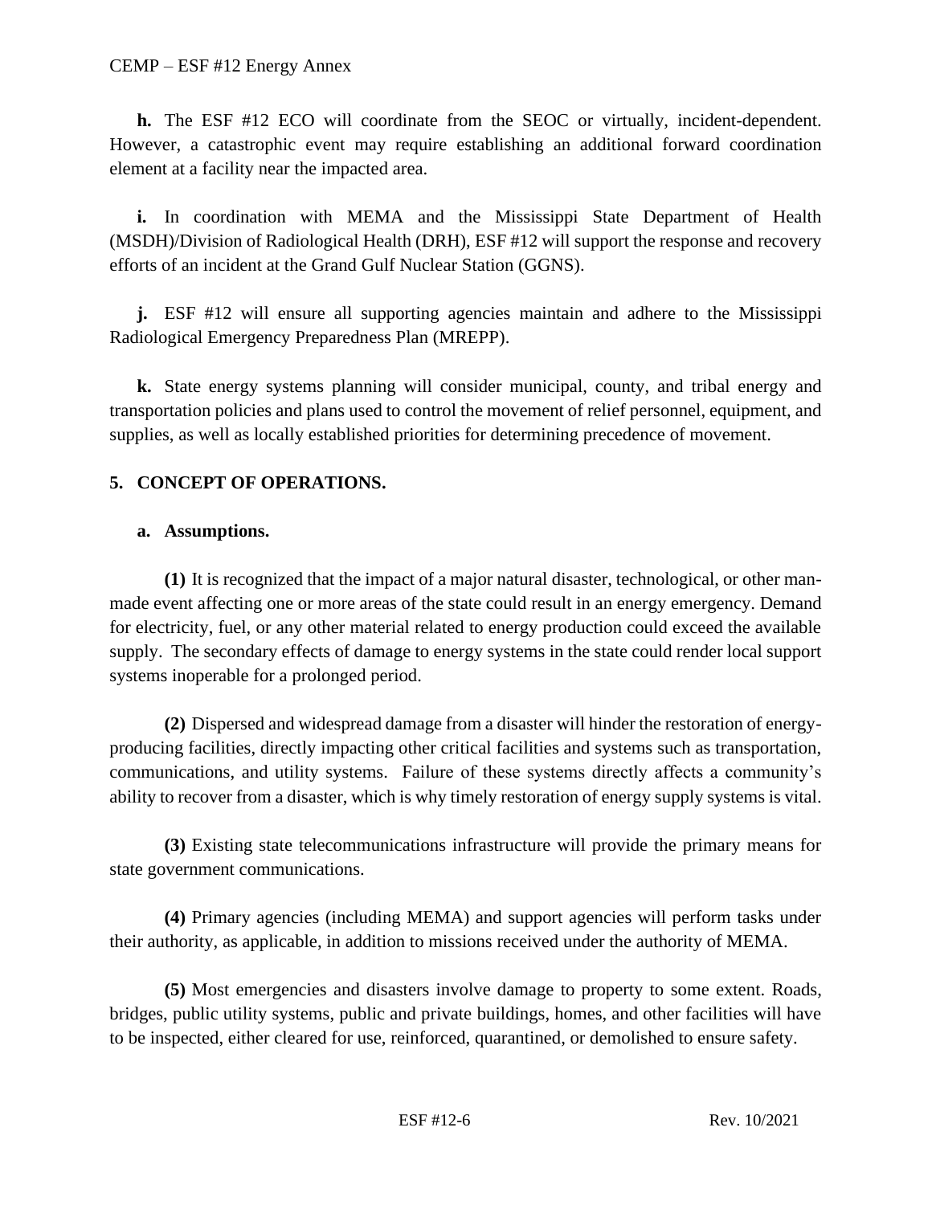**h.** The ESF #12 ECO will coordinate from the SEOC or virtually, incident-dependent. However, a catastrophic event may require establishing an additional forward coordination element at a facility near the impacted area.

**i.** In coordination with MEMA and the Mississippi State Department of Health (MSDH)/Division of Radiological Health (DRH), ESF #12 will support the response and recovery efforts of an incident at the Grand Gulf Nuclear Station (GGNS).

**j.** ESF #12 will ensure all supporting agencies maintain and adhere to the Mississippi Radiological Emergency Preparedness Plan (MREPP).

**k.** State energy systems planning will consider municipal, county, and tribal energy and transportation policies and plans used to control the movement of relief personnel, equipment, and supplies, as well as locally established priorities for determining precedence of movement.

## 5. CONCEPT OF OPERATIONS.

### a. Assumptions.

**(1)** It is recognized that the impact of a major natural disaster, technological, or other man-made event affecting one or more areas of the state could result in an energy emergency. Demand for electricity, fuel, or any other material related to energy production could exceed the available supply. The secondary effects of damage to energy systems in the state could render local support systems inoperable for a prolonged period.

**(2)** Dispersed and widespread damage from a disaster will hinder the restoration of energy-producing facilities, directly impacting other critical facilities and systems such as transportation, communications, and utility systems. Failure of these systems directly affects a community's ability to recover from a disaster, which is why timely restoration of energy supply systems is vital.

**(3)** Existing state telecommunications infrastructure will provide the primary means for state government communications.

**(4)** Primary agencies (including MEMA) and support agencies will perform tasks under their authority, as applicable, in addition to missions received under the authority of MEMA.

**(5)** Most emergencies and disasters involve damage to property to some extent. Roads, bridges, public utility systems, public and private buildings, homes, and other facilities will have to be inspected, either cleared for use, reinforced, quarantined, or demolished to ensure safety.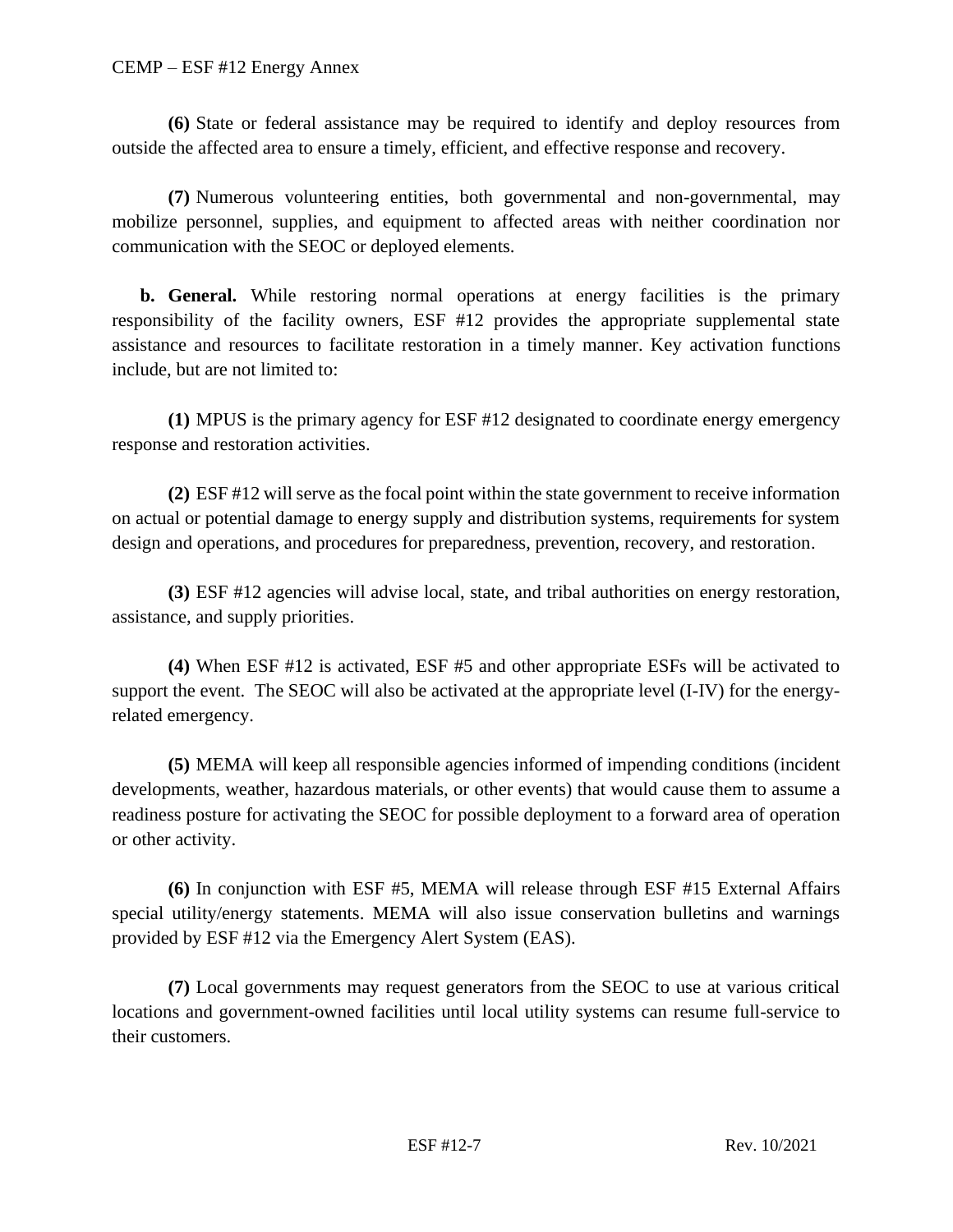**(6)** State or federal assistance may be required to identify and deploy resources from outside the affected area to ensure a timely, efficient, and effective response and recovery.

**(7)** Numerous volunteering entities, both governmental and non-governmental, may mobilize personnel, supplies, and equipment to affected areas with neither coordination nor communication with the SEOC or deployed elements.

**b. General.** While restoring normal operations at energy facilities is the primary responsibility of the facility owners, ESF #12 provides the appropriate supplemental state assistance and resources to facilitate restoration in a timely manner. Key activation functions include, but are not limited to:

**(1)** MPUS is the primary agency for ESF #12 designated to coordinate energy emergency response and restoration activities.

**(2)** ESF #12 will serve as the focal point within the state government to receive information on actual or potential damage to energy supply and distribution systems, requirements for system design and operations, and procedures for preparedness, prevention, recovery, and restoration.

**(3)** ESF #12 agencies will advise local, state, and tribal authorities on energy restoration, assistance, and supply priorities.

**(4)** When ESF #12 is activated, ESF #5 and other appropriate ESFs will be activated to support the event. The SEOC will also be activated at the appropriate level (I-IV) for the energy-related emergency.

**(5)** MEMA will keep all responsible agencies informed of impending conditions (incident developments, weather, hazardous materials, or other events) that would cause them to assume a readiness posture for activating the SEOC for possible deployment to a forward area of operation or other activity.

**(6)** In conjunction with ESF #5, MEMA will release through ESF #15 External Affairs special utility/energy statements. MEMA will also issue conservation bulletins and warnings provided by ESF #12 via the Emergency Alert System (EAS).

**(7)** Local governments may request generators from the SEOC to use at various critical locations and government-owned facilities until local utility systems can resume full-service to their customers.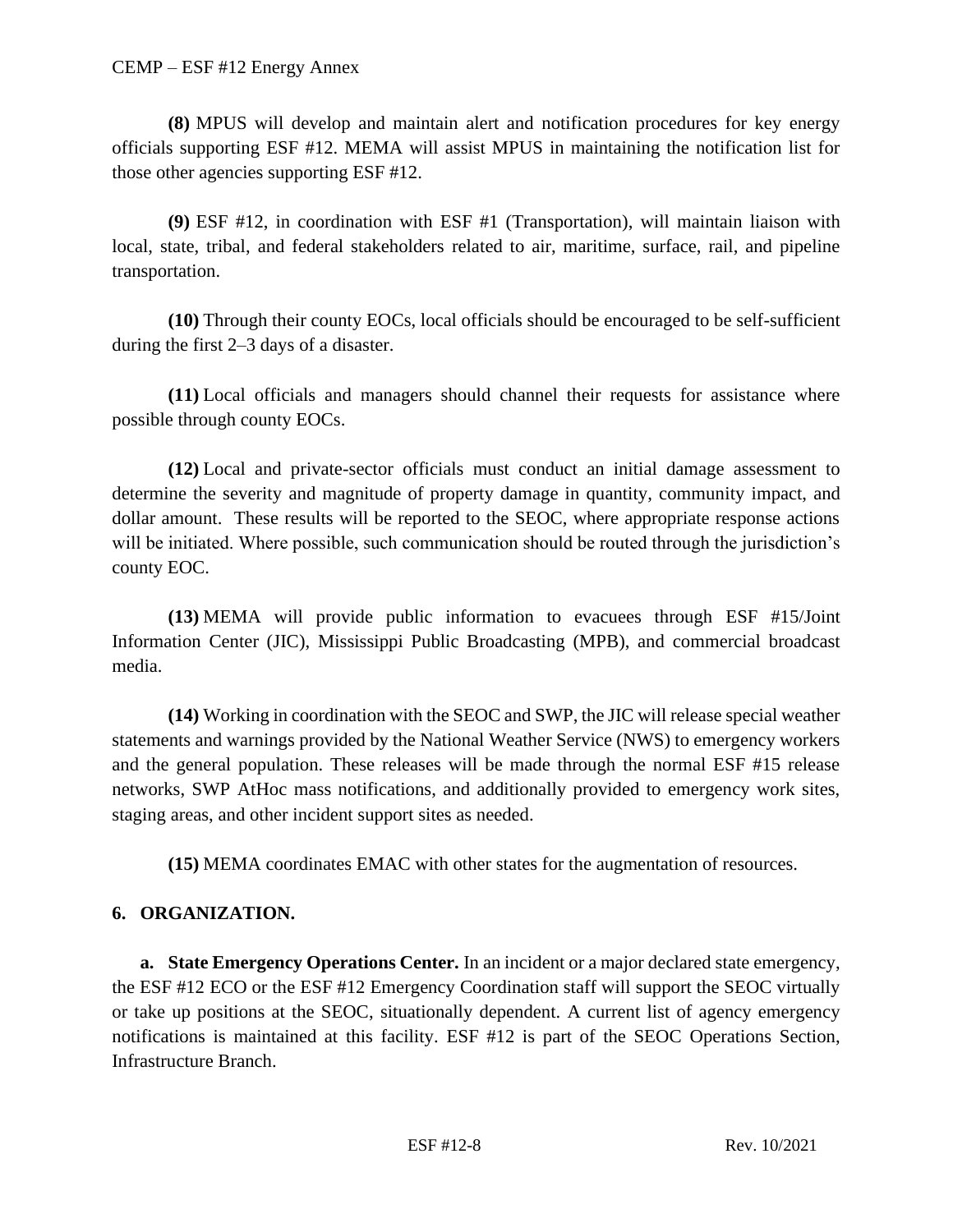**(8)** MPUS will develop and maintain alert and notification procedures for key energy officials supporting ESF #12. MEMA will assist MPUS in maintaining the notification list for those other agencies supporting ESF #12.

**(9)** ESF #12, in coordination with ESF #1 (Transportation), will maintain liaison with local, state, tribal, and federal stakeholders related to air, maritime, surface, rail, and pipeline transportation.

**(10)** Through their county EOCs, local officials should be encouraged to be self-sufficient during the first 2–3 days of a disaster.

**(11)** Local officials and managers should channel their requests for assistance where possible through county EOCs.

**(12)** Local and private-sector officials must conduct an initial damage assessment to determine the severity and magnitude of property damage in quantity, community impact, and dollar amount. These results will be reported to the SEOC, where appropriate response actions will be initiated. Where possible, such communication should be routed through the jurisdiction's county EOC.

**(13)** MEMA will provide public information to evacuees through ESF #15/Joint Information Center (JIC), Mississippi Public Broadcasting (MPB), and commercial broadcast media.

**(14)** Working in coordination with the SEOC and SWP, the JIC will release special weather statements and warnings provided by the National Weather Service (NWS) to emergency workers and the general population. These releases will be made through the normal ESF #15 release networks, SWP AtHoc mass notifications, and additionally provided to emergency work sites, staging areas, and other incident support sites as needed.

**(15)** MEMA coordinates EMAC with other states for the augmentation of resources.

## 6. ORGANIZATION.

**a. State Emergency Operations Center.** In an incident or a major declared state emergency, the ESF #12 ECO or the ESF #12 Emergency Coordination staff will support the SEOC virtually or take up positions at the SEOC, situationally dependent. A current list of agency emergency notifications is maintained at this facility. ESF #12 is part of the SEOC Operations Section, Infrastructure Branch.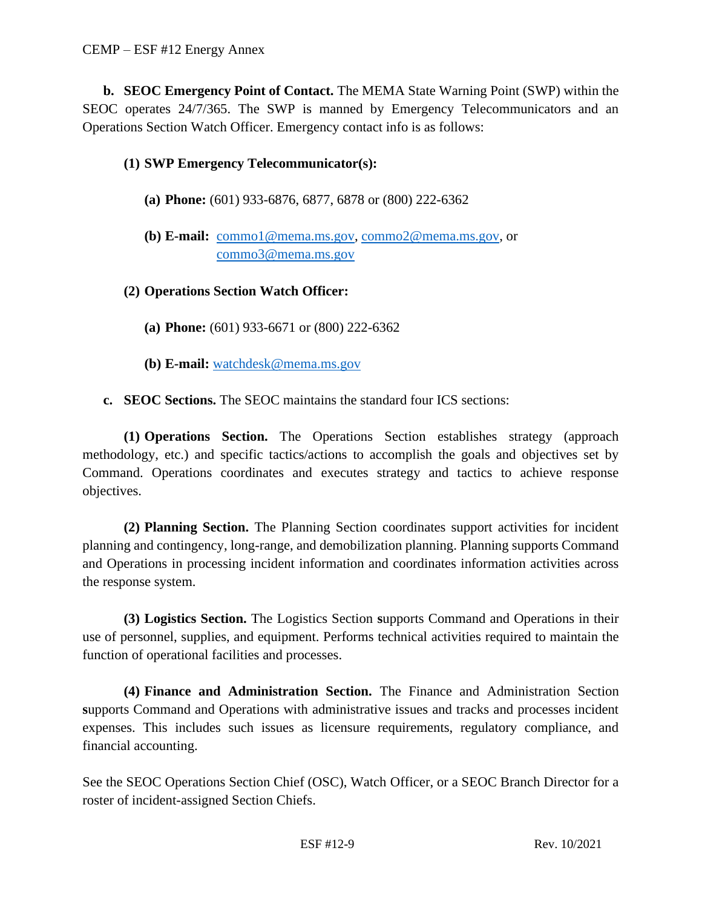**b. SEOC Emergency Point of Contact.** The MEMA State Warning Point (SWP) within the SEOC operates 24/7/365. The SWP is manned by Emergency Telecommunicators and an Operations Section Watch Officer. Emergency contact info is as follows:

**(1) SWP Emergency Telecommunicator(s):**

**(a) Phone:** (601) 933-6876, 6877, 6878 or (800) 222-6362

**(b) E-mail:** commo1@mema.ms.gov, commo2@mema.ms.gov, or commo3@mema.ms.gov

**(2) Operations Section Watch Officer:**

**(a) Phone:** (601) 933-6671 or (800) 222-6362

**(b) E-mail:** watchdesk@mema.ms.gov

**c. SEOC Sections.** The SEOC maintains the standard four ICS sections:

**(1) Operations Section.** The Operations Section establishes strategy (approach methodology, etc.) and specific tactics/actions to accomplish the goals and objectives set by Command. Operations coordinates and executes strategy and tactics to achieve response objectives.

**(2) Planning Section.** The Planning Section coordinates support activities for incident planning and contingency, long-range, and demobilization planning. Planning supports Command and Operations in processing incident information and coordinates information activities across the response system.

**(3) Logistics Section.** The Logistics Section **s**upports Command and Operations in their use of personnel, supplies, and equipment. Performs technical activities required to maintain the function of operational facilities and processes.

**(4) Finance and Administration Section.** The Finance and Administration Section **s**upports Command and Operations with administrative issues and tracks and processes incident expenses. This includes such issues as licensure requirements, regulatory compliance, and financial accounting.

See the SEOC Operations Section Chief (OSC), Watch Officer, or a SEOC Branch Director for a roster of incident-assigned Section Chiefs.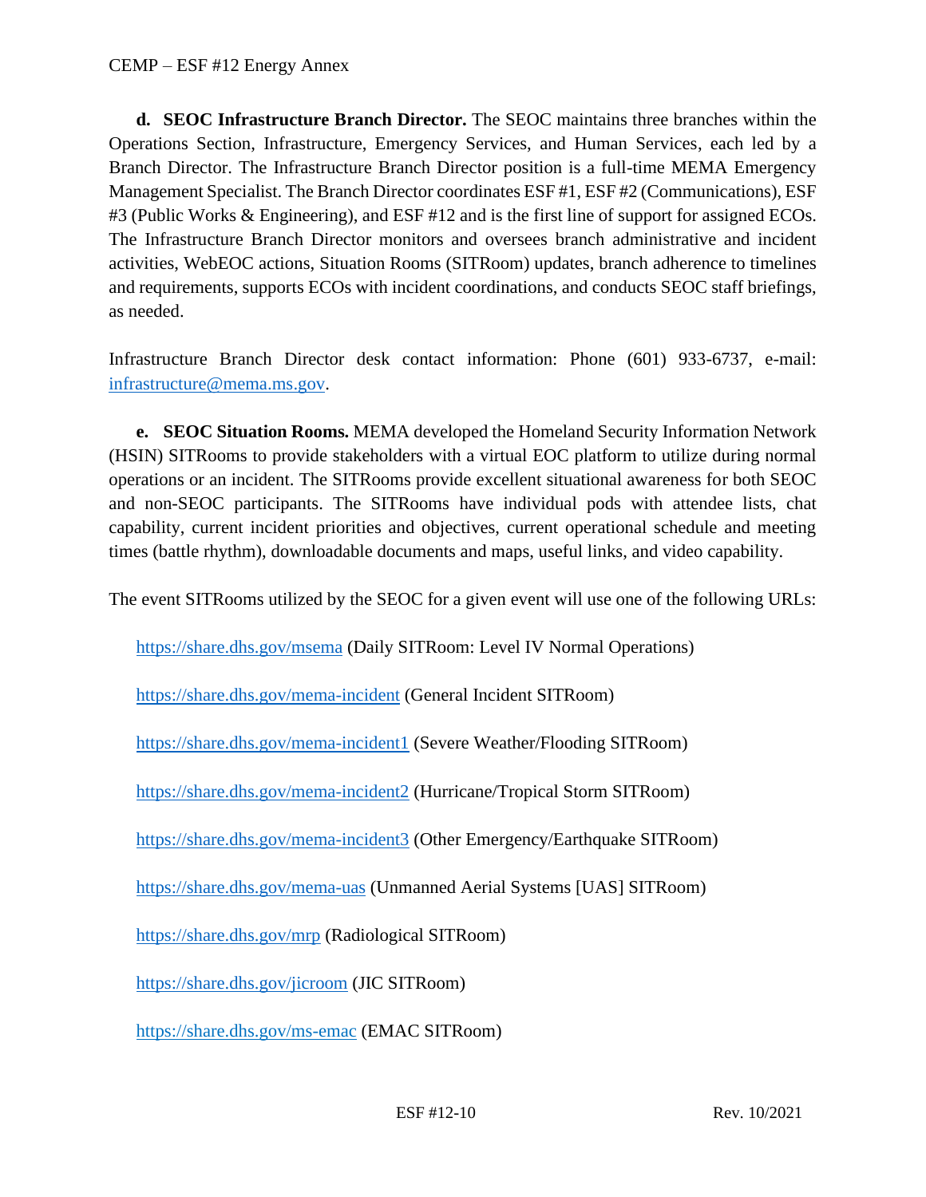**d. SEOC Infrastructure Branch Director.** The SEOC maintains three branches within the Operations Section, Infrastructure, Emergency Services, and Human Services, each led by a Branch Director. The Infrastructure Branch Director position is a full-time MEMA Emergency Management Specialist. The Branch Director coordinates ESF #1, ESF #2 (Communications), ESF #3 (Public Works & Engineering), and ESF #12 and is the first line of support for assigned ECOs. The Infrastructure Branch Director monitors and oversees branch administrative and incident activities, WebEOC actions, Situation Rooms (SITRoom) updates, branch adherence to timelines and requirements, supports ECOs with incident coordinations, and conducts SEOC staff briefings, as needed.

Infrastructure Branch Director desk contact information: Phone (601) 933-6737, e-mail: infrastructure@mema.ms.gov.

**e. SEOC Situation Rooms.** MEMA developed the Homeland Security Information Network (HSIN) SITRooms to provide stakeholders with a virtual EOC platform to utilize during normal operations or an incident. The SITRooms provide excellent situational awareness for both SEOC and non-SEOC participants. The SITRooms have individual pods with attendee lists, chat capability, current incident priorities and objectives, current operational schedule and meeting times (battle rhythm), downloadable documents and maps, useful links, and video capability.

The event SITRooms utilized by the SEOC for a given event will use one of the following URLs:

https://share.dhs.gov/msema (Daily SITRoom: Level IV Normal Operations)

https://share.dhs.gov/mema-incident (General Incident SITRoom)

https://share.dhs.gov/mema-incident1 (Severe Weather/Flooding SITRoom)

https://share.dhs.gov/mema-incident2 (Hurricane/Tropical Storm SITRoom)

https://share.dhs.gov/mema-incident3 (Other Emergency/Earthquake SITRoom)

https://share.dhs.gov/mema-uas (Unmanned Aerial Systems [UAS] SITRoom)

https://share.dhs.gov/mrp (Radiological SITRoom)

https://share.dhs.gov/jicroom (JIC SITRoom)

https://share.dhs.gov/ms-emac (EMAC SITRoom)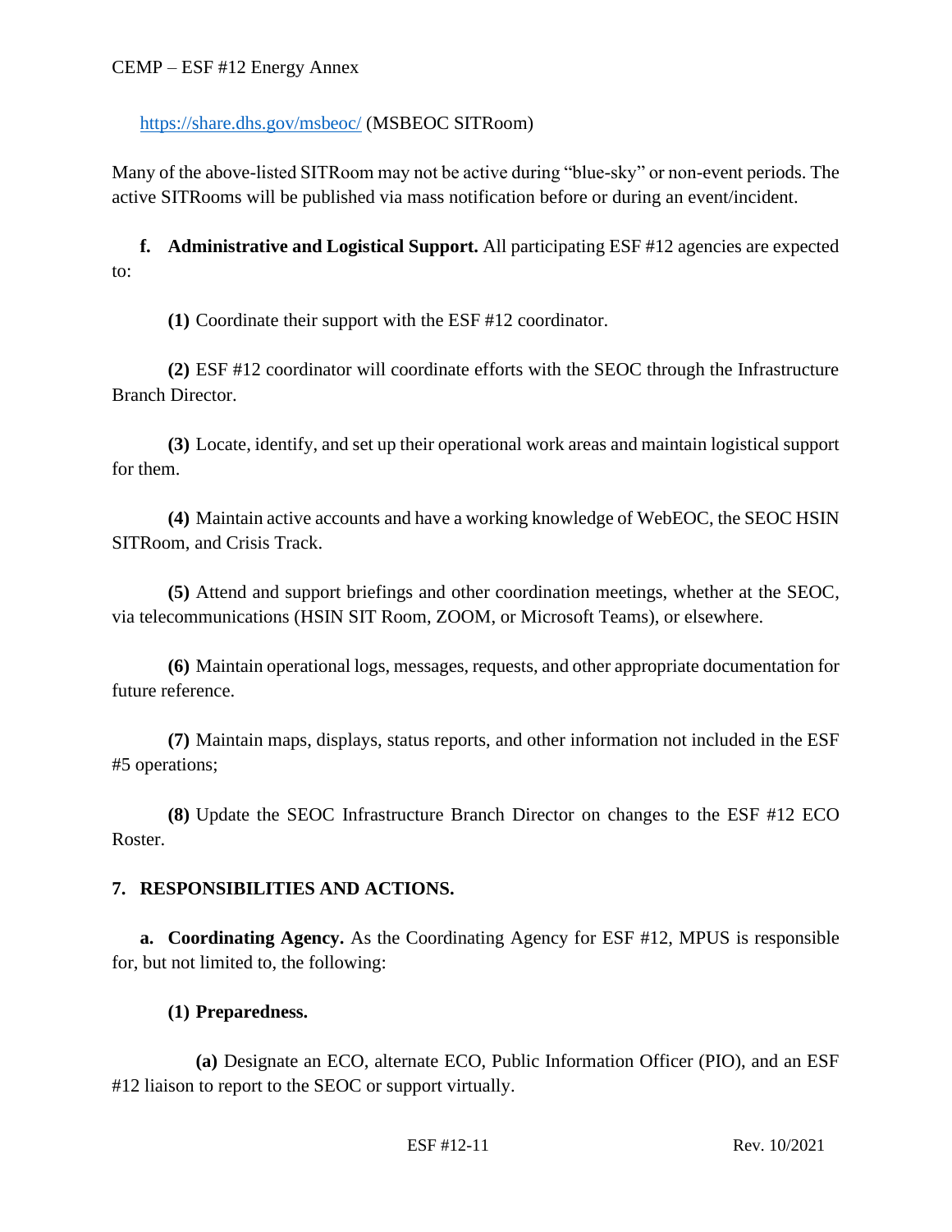https://share.dhs.gov/msbeoc/ (MSBEOC SITRoom)

Many of the above-listed SITRoom may not be active during "blue-sky" or non-event periods. The active SITRooms will be published via mass notification before or during an event/incident.

**f. Administrative and Logistical Support.** All participating ESF #12 agencies are expected to:

**(1)** Coordinate their support with the ESF #12 coordinator.

**(2)** ESF #12 coordinator will coordinate efforts with the SEOC through the Infrastructure Branch Director.

**(3)** Locate, identify, and set up their operational work areas and maintain logistical support for them.

**(4)** Maintain active accounts and have a working knowledge of WebEOC, the SEOC HSIN SITRoom, and Crisis Track.

**(5)** Attend and support briefings and other coordination meetings, whether at the SEOC, via telecommunications (HSIN SIT Room, ZOOM, or Microsoft Teams), or elsewhere.

**(6)** Maintain operational logs, messages, requests, and other appropriate documentation for future reference.

**(7)** Maintain maps, displays, status reports, and other information not included in the ESF #5 operations;

**(8)** Update the SEOC Infrastructure Branch Director on changes to the ESF #12 ECO Roster.

## 7. RESPONSIBILITIES AND ACTIONS.

**a. Coordinating Agency.** As the Coordinating Agency for ESF #12, MPUS is responsible for, but not limited to, the following:

**(1) Preparedness.**

**(a)** Designate an ECO, alternate ECO, Public Information Officer (PIO), and an ESF #12 liaison to report to the SEOC or support virtually.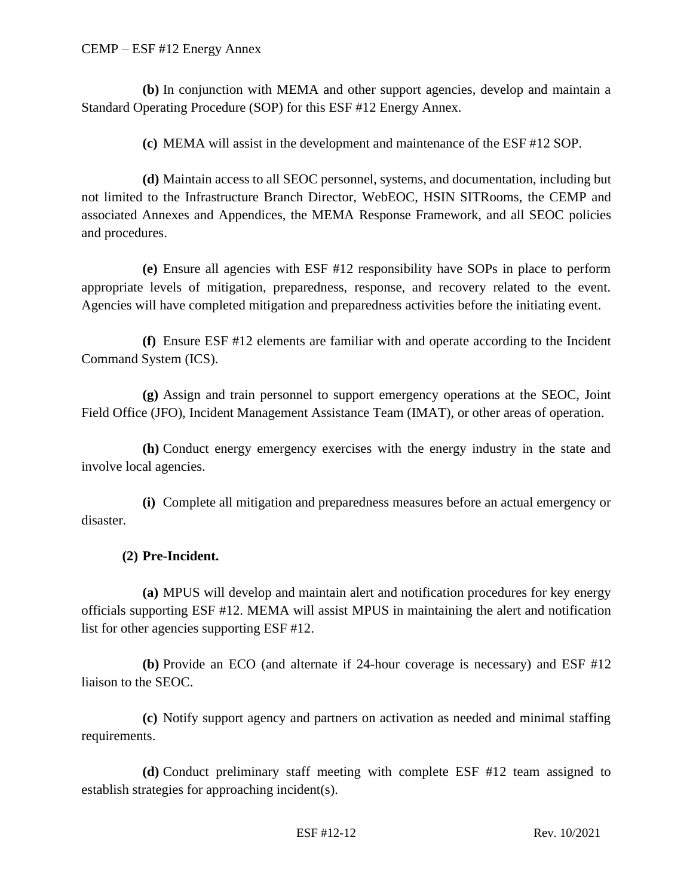**(b)** In conjunction with MEMA and other support agencies, develop and maintain a Standard Operating Procedure (SOP) for this ESF #12 Energy Annex.

**(c)** MEMA will assist in the development and maintenance of the ESF #12 SOP.

**(d)** Maintain access to all SEOC personnel, systems, and documentation, including but not limited to the Infrastructure Branch Director, WebEOC, HSIN SITRooms, the CEMP and associated Annexes and Appendices, the MEMA Response Framework, and all SEOC policies and procedures.

**(e)** Ensure all agencies with ESF #12 responsibility have SOPs in place to perform appropriate levels of mitigation, preparedness, response, and recovery related to the event. Agencies will have completed mitigation and preparedness activities before the initiating event.

**(f)** Ensure ESF #12 elements are familiar with and operate according to the Incident Command System (ICS).

**(g)** Assign and train personnel to support emergency operations at the SEOC, Joint Field Office (JFO), Incident Management Assistance Team (IMAT), or other areas of operation.

**(h)** Conduct energy emergency exercises with the energy industry in the state and involve local agencies.

**(i)** Complete all mitigation and preparedness measures before an actual emergency or disaster.

**(2) Pre-Incident.**

**(a)** MPUS will develop and maintain alert and notification procedures for key energy officials supporting ESF #12. MEMA will assist MPUS in maintaining the alert and notification list for other agencies supporting ESF #12.

**(b)** Provide an ECO (and alternate if 24-hour coverage is necessary) and ESF #12 liaison to the SEOC.

**(c)** Notify support agency and partners on activation as needed and minimal staffing requirements.

**(d)** Conduct preliminary staff meeting with complete ESF #12 team assigned to establish strategies for approaching incident(s).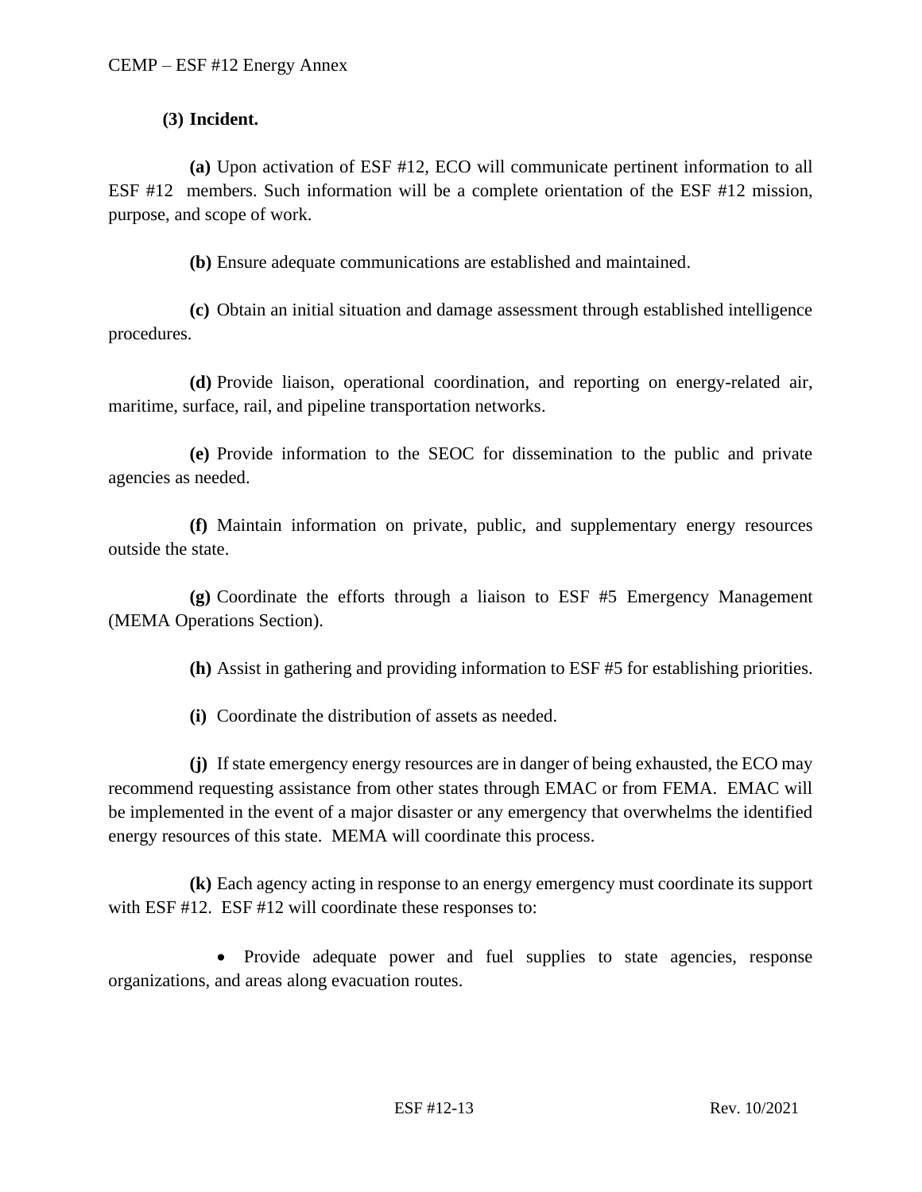**(3) Incident.**

**(a)** Upon activation of ESF #12, ECO will communicate pertinent information to all ESF #12 members. Such information will be a complete orientation of the ESF #12 mission, purpose, and scope of work.

**(b)** Ensure adequate communications are established and maintained.

**(c)** Obtain an initial situation and damage assessment through established intelligence procedures.

**(d)** Provide liaison, operational coordination, and reporting on energy-related air, maritime, surface, rail, and pipeline transportation networks.

**(e)** Provide information to the SEOC for dissemination to the public and private agencies as needed.

**(f)** Maintain information on private, public, and supplementary energy resources outside the state.

**(g)** Coordinate the efforts through a liaison to ESF #5 Emergency Management (MEMA Operations Section).

**(h)** Assist in gathering and providing information to ESF #5 for establishing priorities.

**(i)** Coordinate the distribution of assets as needed.

**(j)** If state emergency energy resources are in danger of being exhausted, the ECO may recommend requesting assistance from other states through EMAC or from FEMA. EMAC will be implemented in the event of a major disaster or any emergency that overwhelms the identified energy resources of this state. MEMA will coordinate this process.

**(k)** Each agency acting in response to an energy emergency must coordinate its support with ESF #12. ESF #12 will coordinate these responses to:

- Provide adequate power and fuel supplies to state agencies, response organizations, and areas along evacuation routes.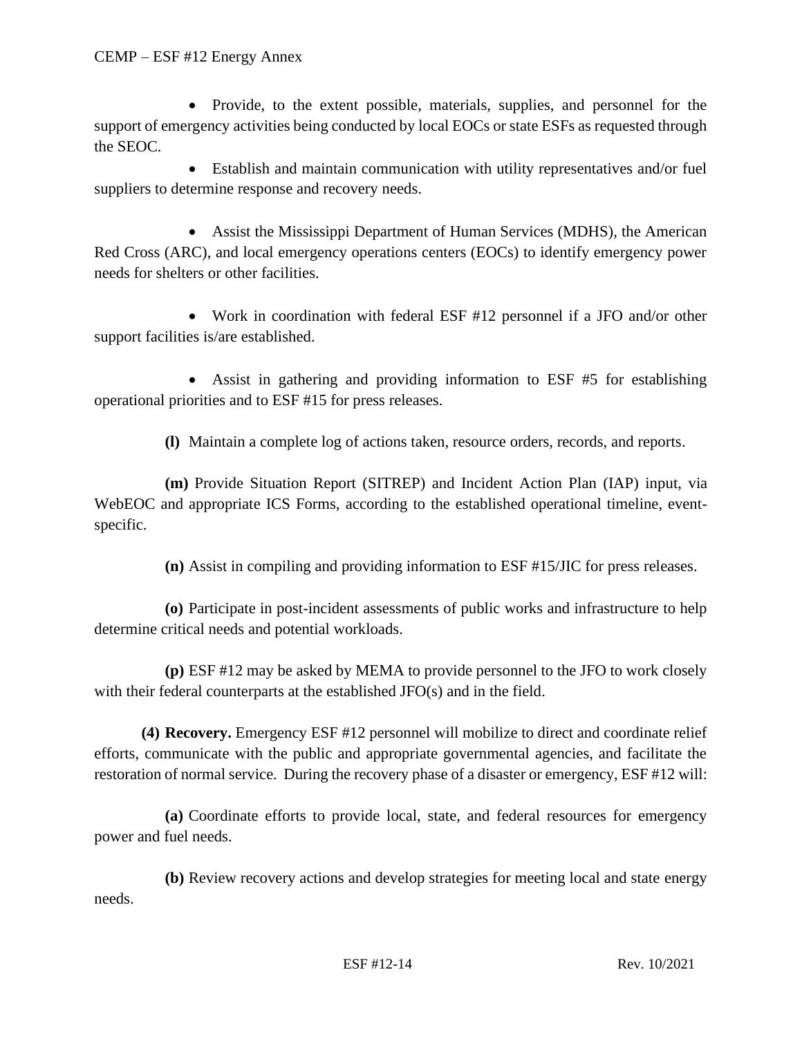- Provide, to the extent possible, materials, supplies, and personnel for the support of emergency activities being conducted by local EOCs or state ESFs as requested through the SEOC.
- Establish and maintain communication with utility representatives and/or fuel suppliers to determine response and recovery needs.
- Assist the Mississippi Department of Human Services (MDHS), the American Red Cross (ARC), and local emergency operations centers (EOCs) to identify emergency power needs for shelters or other facilities.
- Work in coordination with federal ESF #12 personnel if a JFO and/or other support facilities is/are established.
- Assist in gathering and providing information to ESF #5 for establishing operational priorities and to ESF #15 for press releases.

**(l)** Maintain a complete log of actions taken, resource orders, records, and reports.

**(m)** Provide Situation Report (SITREP) and Incident Action Plan (IAP) input, via WebEOC and appropriate ICS Forms, according to the established operational timeline, event-specific.

**(n)** Assist in compiling and providing information to ESF #15/JIC for press releases.

**(o)** Participate in post-incident assessments of public works and infrastructure to help determine critical needs and potential workloads.

**(p)** ESF #12 may be asked by MEMA to provide personnel to the JFO to work closely with their federal counterparts at the established JFO(s) and in the field.

**(4) Recovery.** Emergency ESF #12 personnel will mobilize to direct and coordinate relief efforts, communicate with the public and appropriate governmental agencies, and facilitate the restoration of normal service. During the recovery phase of a disaster or emergency, ESF #12 will:

**(a)** Coordinate efforts to provide local, state, and federal resources for emergency power and fuel needs.

**(b)** Review recovery actions and develop strategies for meeting local and state energy needs.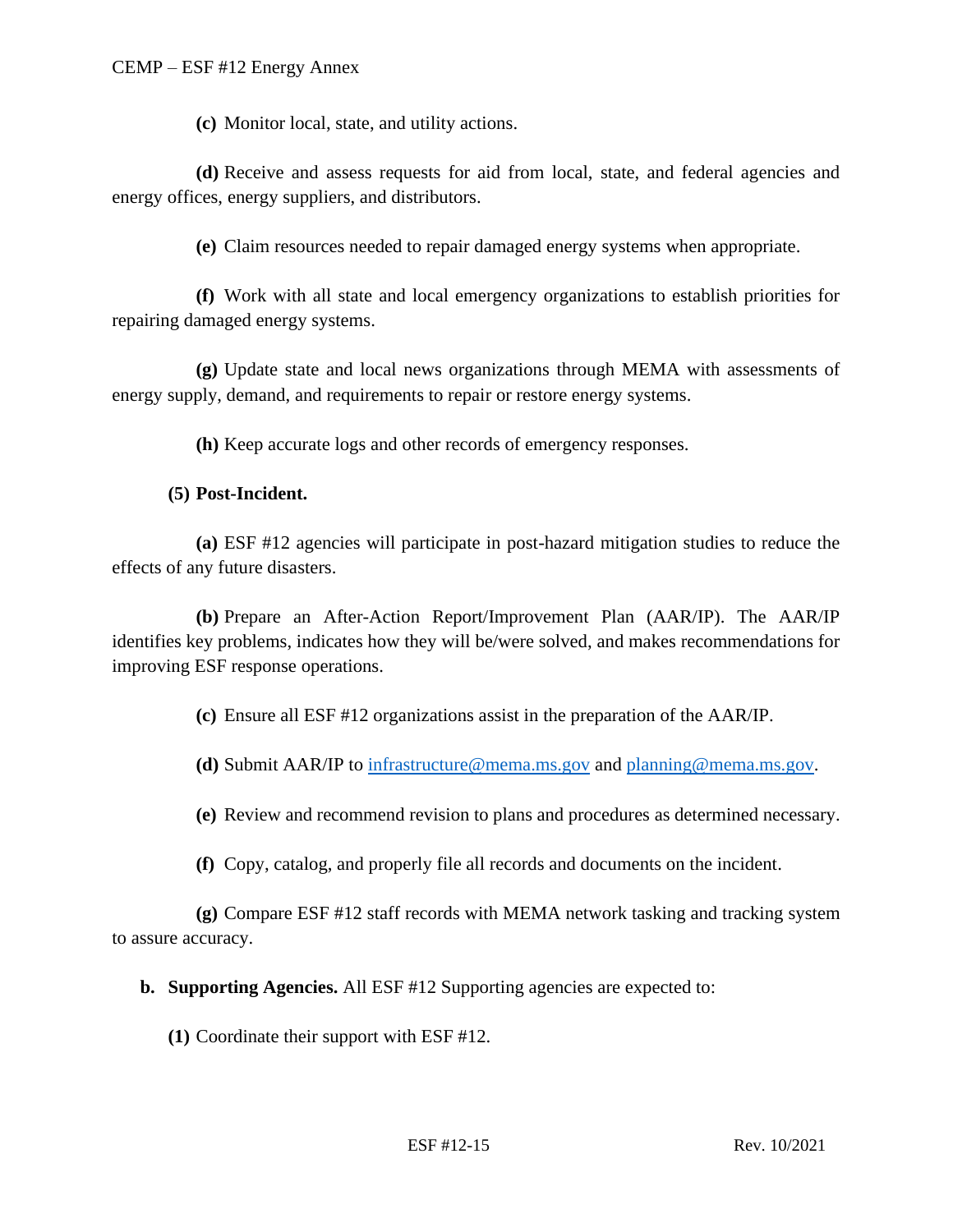**(c)** Monitor local, state, and utility actions.

**(d)** Receive and assess requests for aid from local, state, and federal agencies and energy offices, energy suppliers, and distributors.

**(e)** Claim resources needed to repair damaged energy systems when appropriate.

**(f)** Work with all state and local emergency organizations to establish priorities for repairing damaged energy systems.

**(g)** Update state and local news organizations through MEMA with assessments of energy supply, demand, and requirements to repair or restore energy systems.

**(h)** Keep accurate logs and other records of emergency responses.

**(5) Post-Incident.**

**(a)** ESF #12 agencies will participate in post-hazard mitigation studies to reduce the effects of any future disasters.

**(b)** Prepare an After-Action Report/Improvement Plan (AAR/IP). The AAR/IP identifies key problems, indicates how they will be/were solved, and makes recommendations for improving ESF response operations.

**(c)** Ensure all ESF #12 organizations assist in the preparation of the AAR/IP.

**(d)** Submit AAR/IP to [infrastructure@mema.ms.gov](mailto:infrastructure@mema.ms.gov) and [planning@mema.ms.gov](mailto:planning@mema.ms.gov).

**(e)** Review and recommend revision to plans and procedures as determined necessary.

**(f)** Copy, catalog, and properly file all records and documents on the incident.

**(g)** Compare ESF #12 staff records with MEMA network tasking and tracking system to assure accuracy.

**b. Supporting Agencies.** All ESF #12 Supporting agencies are expected to:

**(1)** Coordinate their support with ESF #12.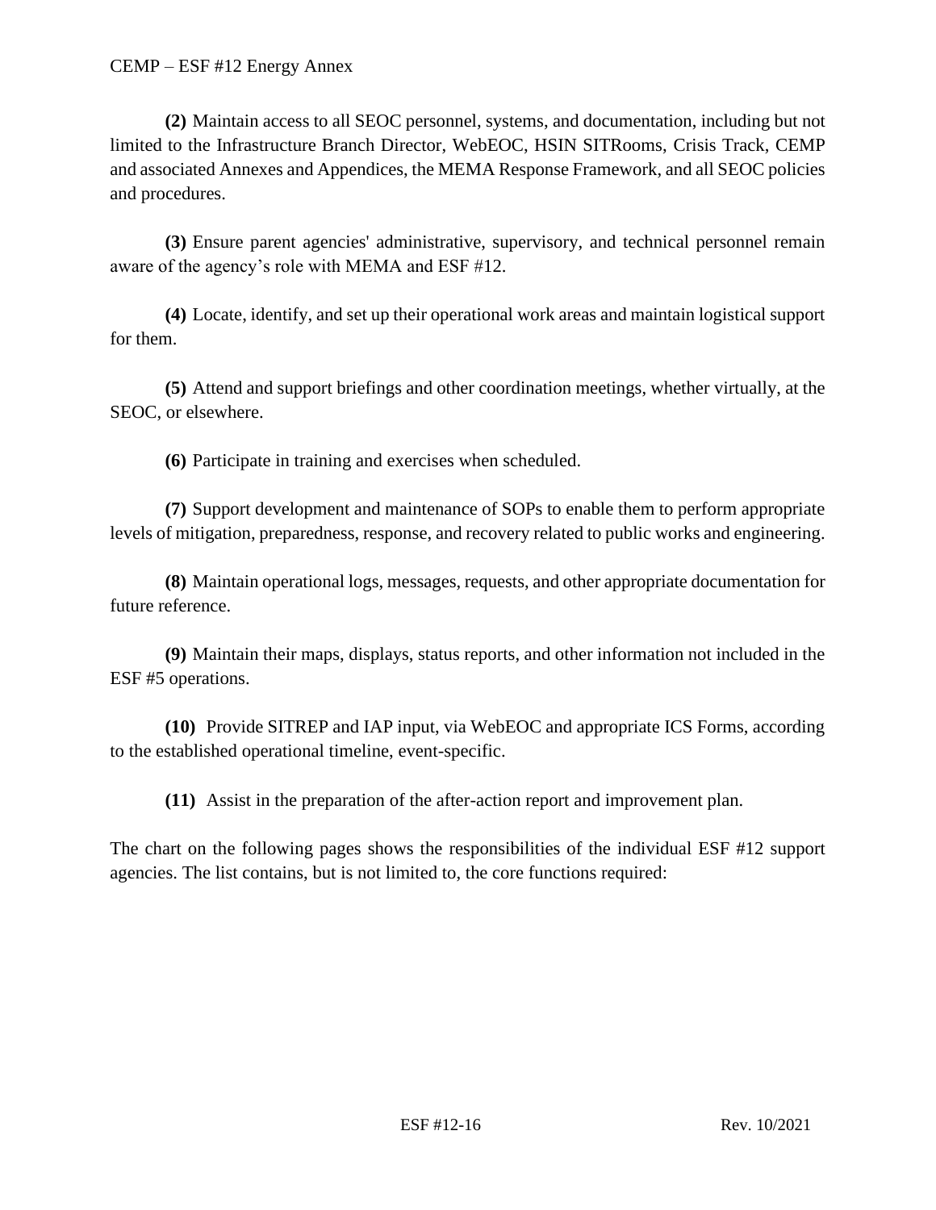**(2)** Maintain access to all SEOC personnel, systems, and documentation, including but not limited to the Infrastructure Branch Director, WebEOC, HSIN SITRooms, Crisis Track, CEMP and associated Annexes and Appendices, the MEMA Response Framework, and all SEOC policies and procedures.

**(3)** Ensure parent agencies' administrative, supervisory, and technical personnel remain aware of the agency's role with MEMA and ESF #12.

**(4)** Locate, identify, and set up their operational work areas and maintain logistical support for them.

**(5)** Attend and support briefings and other coordination meetings, whether virtually, at the SEOC, or elsewhere.

**(6)** Participate in training and exercises when scheduled.

**(7)** Support development and maintenance of SOPs to enable them to perform appropriate levels of mitigation, preparedness, response, and recovery related to public works and engineering.

**(8)** Maintain operational logs, messages, requests, and other appropriate documentation for future reference.

**(9)** Maintain their maps, displays, status reports, and other information not included in the ESF #5 operations.

**(10)** Provide SITREP and IAP input, via WebEOC and appropriate ICS Forms, according to the established operational timeline, event-specific.

**(11)** Assist in the preparation of the after-action report and improvement plan.

The chart on the following pages shows the responsibilities of the individual ESF #12 support agencies. The list contains, but is not limited to, the core functions required: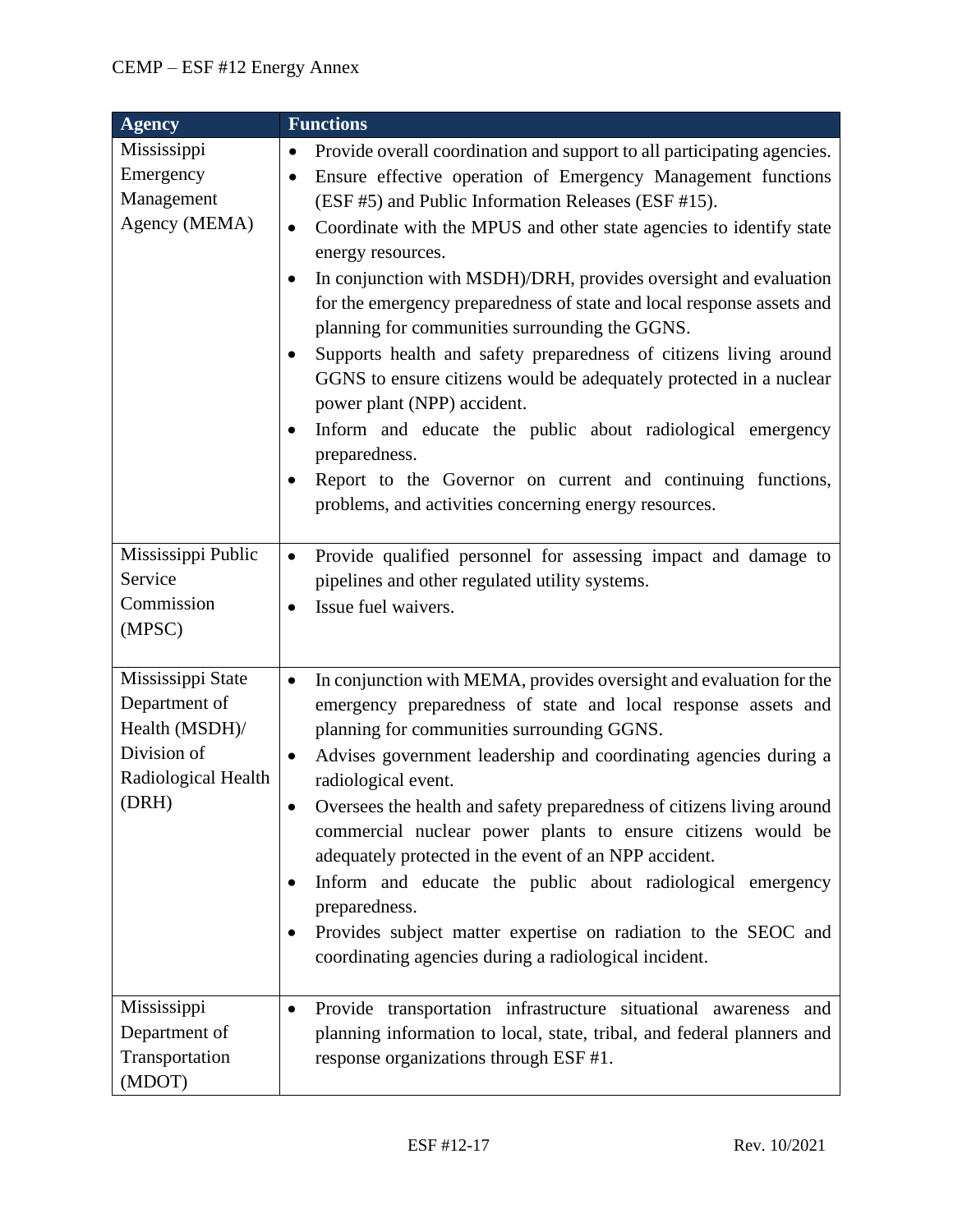| Agency | Functions |
|---|---|
| Mississippi Emergency Management Agency (MEMA) | • Provide overall coordination and support to all participating agencies.<br>• Ensure effective operation of Emergency Management functions (ESF #5) and Public Information Releases (ESF #15).<br>• Coordinate with the MPUS and other state agencies to identify state energy resources.<br>• In conjunction with MSDH)/DRH, provides oversight and evaluation for the emergency preparedness of state and local response assets and planning for communities surrounding the GGNS.<br>• Supports health and safety preparedness of citizens living around GGNS to ensure citizens would be adequately protected in a nuclear power plant (NPP) accident.<br>• Inform and educate the public about radiological emergency preparedness.<br>• Report to the Governor on current and continuing functions, problems, and activities concerning energy resources. |
| Mississippi Public Service Commission (MPSC) | • Provide qualified personnel for assessing impact and damage to pipelines and other regulated utility systems.<br>• Issue fuel waivers. |
| Mississippi State Department of Health (MSDH)/ Division of Radiological Health (DRH) | • In conjunction with MEMA, provides oversight and evaluation for the emergency preparedness of state and local response assets and planning for communities surrounding GGNS.<br>• Advises government leadership and coordinating agencies during a radiological event.<br>• Oversees the health and safety preparedness of citizens living around commercial nuclear power plants to ensure citizens would be adequately protected in the event of an NPP accident.<br>• Inform and educate the public about radiological emergency preparedness.<br>• Provides subject matter expertise on radiation to the SEOC and coordinating agencies during a radiological incident. |
| Mississippi Department of Transportation (MDOT) | • Provide transportation infrastructure situational awareness and planning information to local, state, tribal, and federal planners and response organizations through ESF #1. |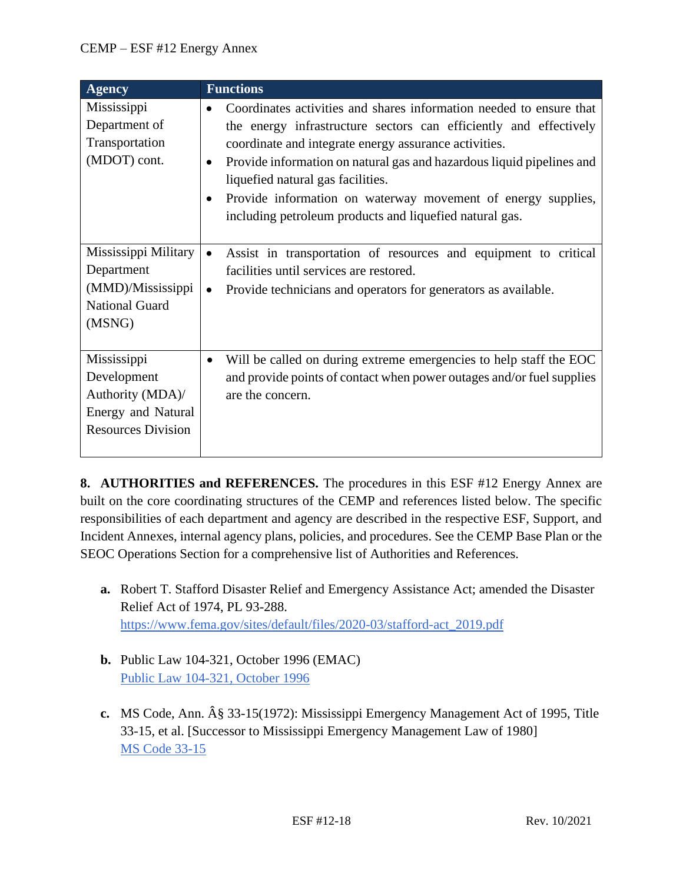| Agency | Functions |
| --- | --- |
| Mississippi Department of Transportation (MDOT) cont. | • Coordinates activities and shares information needed to ensure that the energy infrastructure sectors can efficiently and effectively coordinate and integrate energy assurance activities.<br>• Provide information on natural gas and hazardous liquid pipelines and liquefied natural gas facilities.<br>• Provide information on waterway movement of energy supplies, including petroleum products and liquefied natural gas. |
| Mississippi Military Department (MMD)/Mississippi National Guard (MSNG) | • Assist in transportation of resources and equipment to critical facilities until services are restored.<br>• Provide technicians and operators for generators as available. |
| Mississippi Development Authority (MDA)/ Energy and Natural Resources Division | • Will be called on during extreme emergencies to help staff the EOC and provide points of contact when power outages and/or fuel supplies are the concern. |

**8. AUTHORITIES and REFERENCES.** The procedures in this ESF #12 Energy Annex are built on the core coordinating structures of the CEMP and references listed below. The specific responsibilities of each department and agency are described in the respective ESF, Support, and Incident Annexes, internal agency plans, policies, and procedures. See the CEMP Base Plan or the SEOC Operations Section for a comprehensive list of Authorities and References.

**a.** Robert T. Stafford Disaster Relief and Emergency Assistance Act; amended the Disaster Relief Act of 1974, PL 93-288.
https://www.fema.gov/sites/default/files/2020-03/stafford-act_2019.pdf

**b.** Public Law 104-321, October 1996 (EMAC)
Public Law 104-321, October 1996

**c.** MS Code, Ann. Â§ 33-15(1972): Mississippi Emergency Management Act of 1995, Title 33-15, et al. [Successor to Mississippi Emergency Management Law of 1980]
MS Code 33-15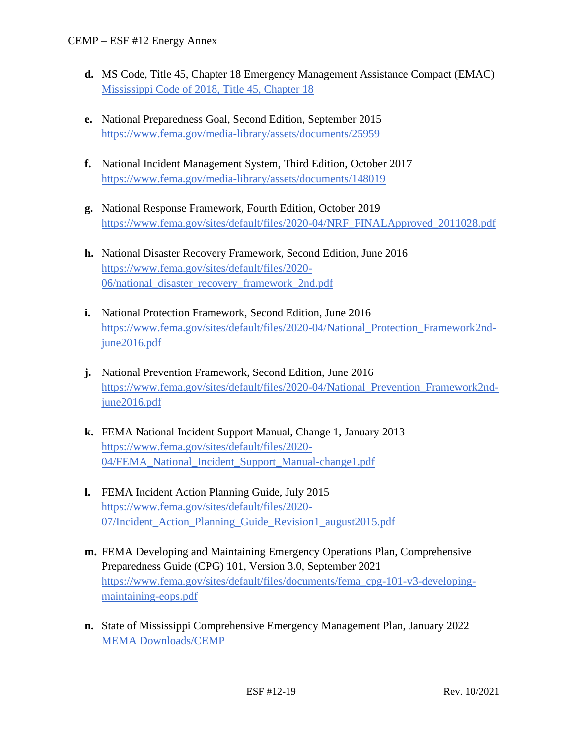- **d.** MS Code, Title 45, Chapter 18 Emergency Management Assistance Compact (EMAC) Mississippi Code of 2018, Title 45, Chapter 18

- **e.** National Preparedness Goal, Second Edition, September 2015 https://www.fema.gov/media-library/assets/documents/25959

- **f.** National Incident Management System, Third Edition, October 2017 https://www.fema.gov/media-library/assets/documents/148019

- **g.** National Response Framework, Fourth Edition, October 2019 https://www.fema.gov/sites/default/files/2020-04/NRF_FINALApproved_2011028.pdf

- **h.** National Disaster Recovery Framework, Second Edition, June 2016 https://www.fema.gov/sites/default/files/2020-06/national_disaster_recovery_framework_2nd.pdf

- **i.** National Protection Framework, Second Edition, June 2016 https://www.fema.gov/sites/default/files/2020-04/National_Protection_Framework2nd-june2016.pdf

- **j.** National Prevention Framework, Second Edition, June 2016 https://www.fema.gov/sites/default/files/2020-04/National_Prevention_Framework2nd-june2016.pdf

- **k.** FEMA National Incident Support Manual, Change 1, January 2013 https://www.fema.gov/sites/default/files/2020-04/FEMA_National_Incident_Support_Manual-change1.pdf

- **l.** FEMA Incident Action Planning Guide, July 2015 https://www.fema.gov/sites/default/files/2020-07/Incident_Action_Planning_Guide_Revision1_august2015.pdf

- **m.** FEMA Developing and Maintaining Emergency Operations Plan, Comprehensive Preparedness Guide (CPG) 101, Version 3.0, September 2021 https://www.fema.gov/sites/default/files/documents/fema_cpg-101-v3-developing-maintaining-eops.pdf

- **n.** State of Mississippi Comprehensive Emergency Management Plan, January 2022 MEMA Downloads/CEMP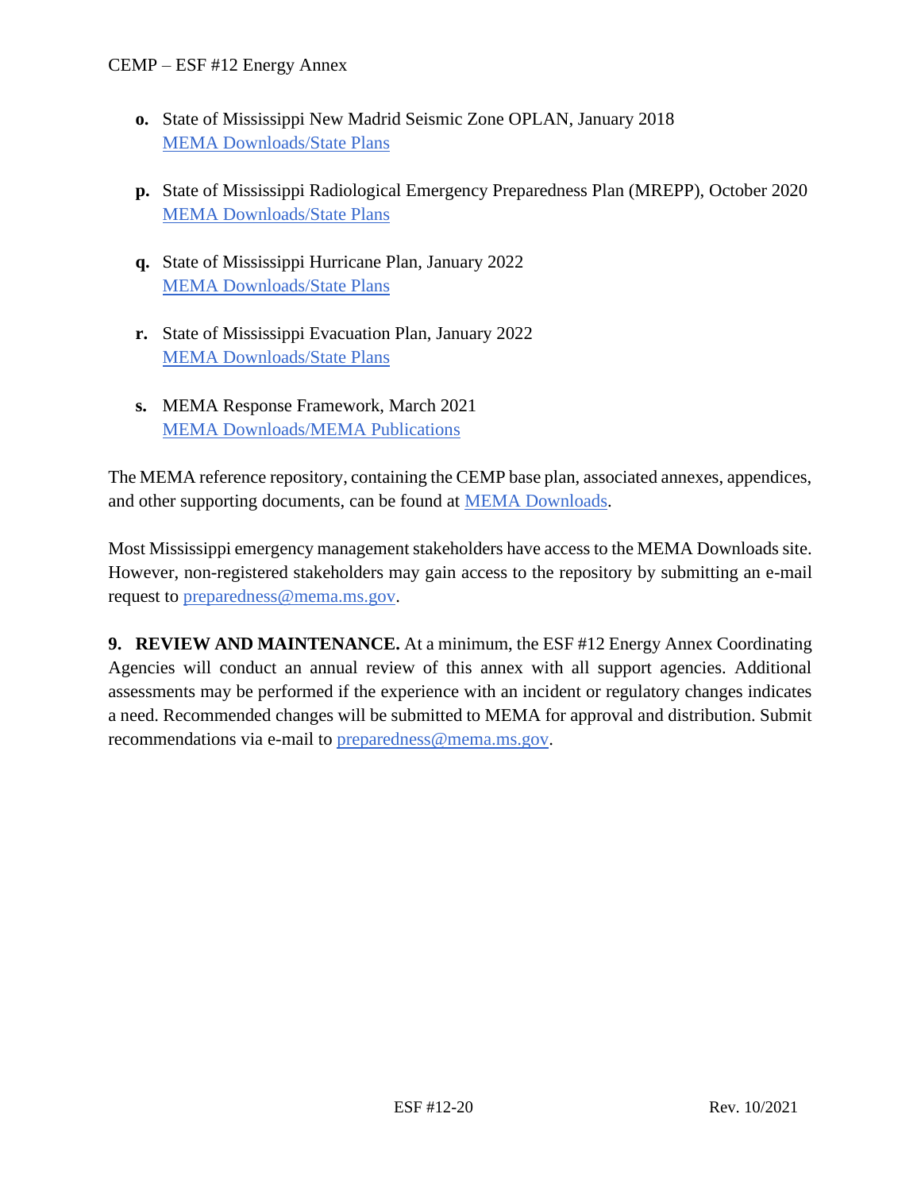**o.** State of Mississippi New Madrid Seismic Zone OPLAN, January 2018
[MEMA Downloads/State Plans]

**p.** State of Mississippi Radiological Emergency Preparedness Plan (MREPP), October 2020
[MEMA Downloads/State Plans]

**q.** State of Mississippi Hurricane Plan, January 2022
[MEMA Downloads/State Plans]

**r.** State of Mississippi Evacuation Plan, January 2022
[MEMA Downloads/State Plans]

**s.** MEMA Response Framework, March 2021
[MEMA Downloads/MEMA Publications]

The MEMA reference repository, containing the CEMP base plan, associated annexes, appendices, and other supporting documents, can be found at [MEMA Downloads].

Most Mississippi emergency management stakeholders have access to the MEMA Downloads site. However, non-registered stakeholders may gain access to the repository by submitting an e-mail request to preparedness@mema.ms.gov.

**9. REVIEW AND MAINTENANCE.** At a minimum, the ESF #12 Energy Annex Coordinating Agencies will conduct an annual review of this annex with all support agencies. Additional assessments may be performed if the experience with an incident or regulatory changes indicates a need. Recommended changes will be submitted to MEMA for approval and distribution. Submit recommendations via e-mail to preparedness@mema.ms.gov.